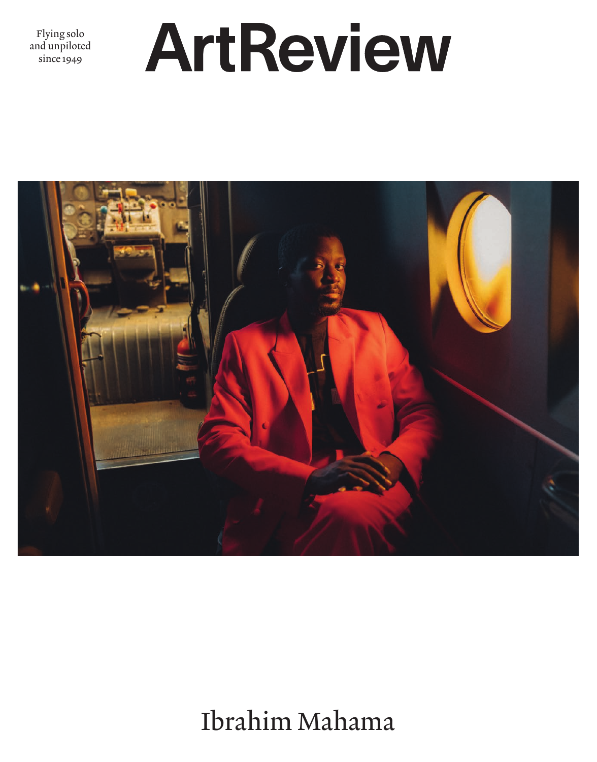Flying solo
and unpiloted
since 1949

# ArtReview

Ibrahim Mahama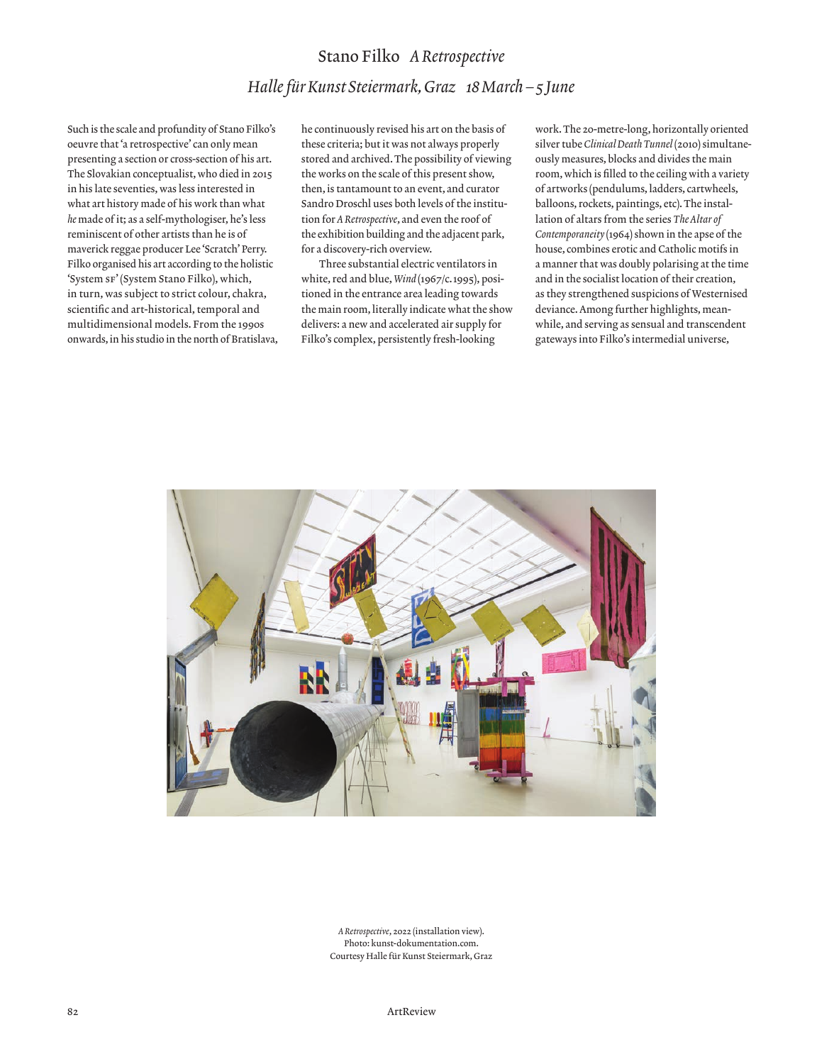# Stano Filko *A Retrospective*

## *Halle für Kunst Steiermark, Graz 18 March – 5 June*

Such is the scale and profundity of Stano Filko's oeuvre that 'a retrospective' can only mean presenting a section or cross-section of his art. The Slovakian conceptualist, who died in 2015 in his late seventies, was less interested in what art history made of his work than what *he* made of it; as a self-mythologiser, he's less reminiscent of other artists than he is of maverick reggae producer Lee 'Scratch' Perry. Filko organised his art according to the holistic 'System SF' (System Stano Filko), which, in turn, was subject to strict colour, chakra, scientific and art-historical, temporal and multidimensional models. From the 1990s onwards, in his studio in the north of Bratislava, he continuously revised his art on the basis of these criteria; but it was not always properly stored and archived. The possibility of viewing the works on the scale of this present show, then, is tantamount to an event, and curator Sandro Droschl uses both levels of the institution for *A Retrospective*, and even the roof of the exhibition building and the adjacent park, for a discovery-rich overview.

Three substantial electric ventilators in white, red and blue, *Wind* (1967/c.1995), positioned in the entrance area leading towards the main room, literally indicate what the show delivers: a new and accelerated air supply for Filko's complex, persistently fresh-looking work. The 20-metre-long, horizontally oriented silver tube *Clinical Death Tunnel* (2010) simultaneously measures, blocks and divides the main room, which is filled to the ceiling with a variety of artworks (pendulums, ladders, cartwheels, balloons, rockets, paintings, etc). The installation of altars from the series *The Altar of Contemporaneity* (1964) shown in the apse of the house, combines erotic and Catholic motifs in a manner that was doubly polarising at the time and in the socialist location of their creation, as they strengthened suspicions of Westernised deviance. Among further highlights, meanwhile, and serving as sensual and transcendent gateways into Filko's intermedial universe,

*A Retrospective*, 2022 (installation view). Photo: kunst-dokumentation.com. Courtesy Halle für Kunst Steiermark, Graz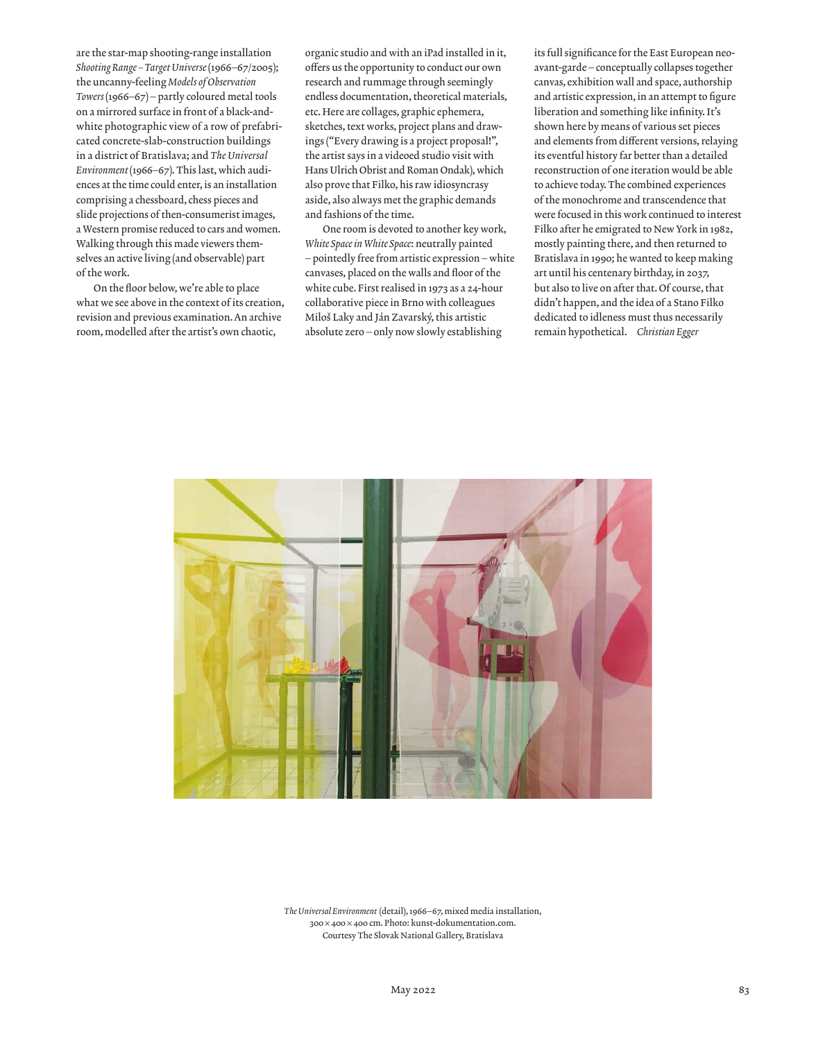are the star-map shooting-range installation *Shooting Range – Target Universe* (1966–67/2005); the uncanny-feeling *Models of Observation Towers* (1966–67) – partly coloured metal tools on a mirrored surface in front of a black-and-white photographic view of a row of prefabricated concrete-slab-construction buildings in a district of Bratislava; and *The Universal Environment* (1966–67). This last, which audiences at the time could enter, is an installation comprising a chessboard, chess pieces and slide projections of then-consumerist images, a Western promise reduced to cars and women. Walking through this made viewers themselves an active living (and observable) part of the work.

On the floor below, we're able to place what we see above in the context of its creation, revision and previous examination. An archive room, modelled after the artist's own chaotic, organic studio and with an iPad installed in it, offers us the opportunity to conduct our own research and rummage through seemingly endless documentation, theoretical materials, etc. Here are collages, graphic ephemera, sketches, text works, project plans and drawings ("Every drawing is a project proposal!", the artist says in a videoed studio visit with Hans Ulrich Obrist and Roman Ondak), which also prove that Filko, his raw idiosyncrasy aside, also always met the graphic demands and fashions of the time.

One room is devoted to another key work, *White Space in White Space*: neutrally painted – pointedly free from artistic expression – white canvases, placed on the walls and floor of the white cube. First realised in 1973 as a 24-hour collaborative piece in Brno with colleagues Miloš Laky and Ján Zavarský, this artistic absolute zero – only now slowly establishing its full significance for the East European neo-avant-garde – conceptually collapses together canvas, exhibition wall and space, authorship and artistic expression, in an attempt to figure liberation and something like infinity. It's shown here by means of various set pieces and elements from different versions, relaying its eventful history far better than a detailed reconstruction of one iteration would be able to achieve today. The combined experiences of the monochrome and transcendence that were focused in this work continued to interest Filko after he emigrated to New York in 1982, mostly painting there, and then returned to Bratislava in 1990; he wanted to keep making art until his centenary birthday, in 2037, but also to live on after that. Of course, that didn't happen, and the idea of a Stano Filko dedicated to idleness must thus necessarily remain hypothetical. *Christian Egger*

*The Universal Environment* (detail), 1966–67, mixed media installation, 300 × 400 × 400 cm. Photo: kunst-dokumentation.com. Courtesy The Slovak National Gallery, Bratislava